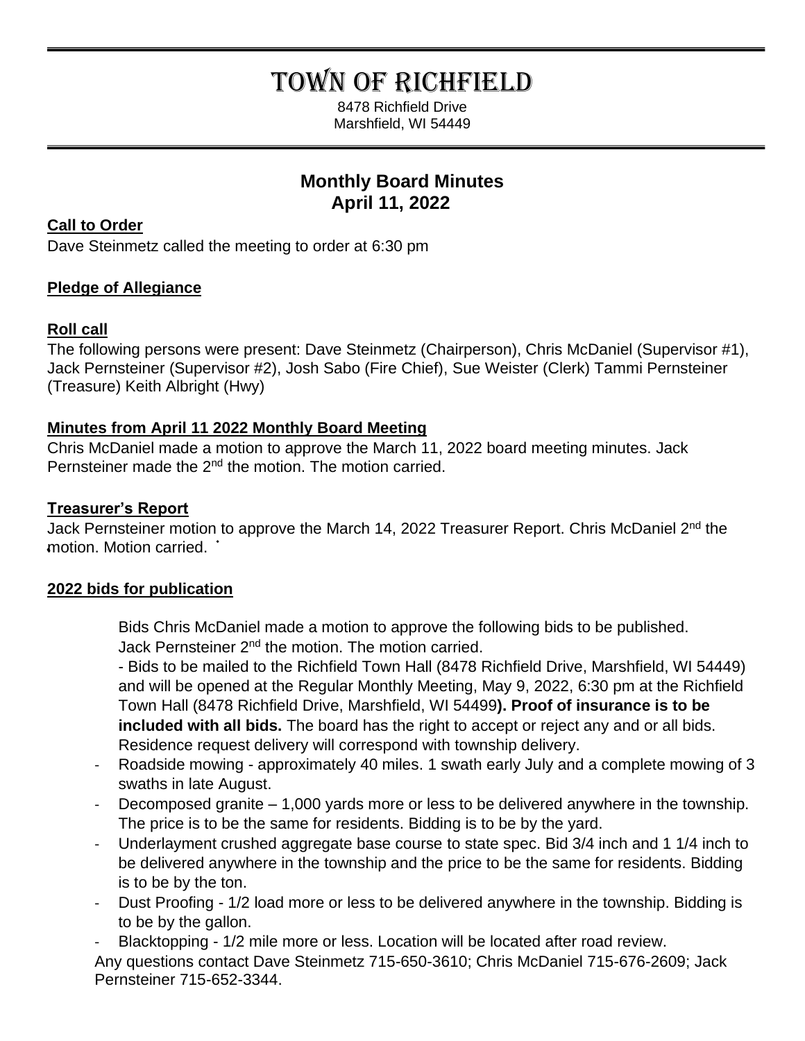# TOWN OF RICHFIELD

8478 Richfield Drive
Marshfield, WI 54449

## Monthly Board Minutes
## April 11, 2022

**Call to Order**

Dave Steinmetz called the meeting to order at 6:30 pm

**Pledge of Allegiance**

**Roll call**

The following persons were present: Dave Steinmetz (Chairperson), Chris McDaniel (Supervisor #1), Jack Pernsteiner (Supervisor #2), Josh Sabo (Fire Chief), Sue Weister (Clerk) Tammi Pernsteiner (Treasure) Keith Albright (Hwy)

**Minutes from April 11 2022 Monthly Board Meeting**

Chris McDaniel made a motion to approve the March 11, 2022 board meeting minutes. Jack Pernsteiner made the 2nd the motion. The motion carried.

**Treasurer's Report**

Jack Pernsteiner motion to approve the March 14, 2022 Treasurer Report. Chris McDaniel 2nd the motion. Motion carried.

**2022 bids for publication**

Bids Chris McDaniel made a motion to approve the following bids to be published. Jack Pernsteiner 2nd the motion. The motion carried.

- Bids to be mailed to the Richfield Town Hall (8478 Richfield Drive, Marshfield, WI 54449) and will be opened at the Regular Monthly Meeting, May 9, 2022, 6:30 pm at the Richfield Town Hall (8478 Richfield Drive, Marshfield, WI 54499**). Proof of insurance is to be included with all bids.** The board has the right to accept or reject any and or all bids. Residence request delivery will correspond with township delivery.

- Roadside mowing - approximately 40 miles. 1 swath early July and a complete mowing of 3 swaths in late August.
- Decomposed granite – 1,000 yards more or less to be delivered anywhere in the township. The price is to be the same for residents. Bidding is to be by the yard.
- Underlayment crushed aggregate base course to state spec. Bid 3/4 inch and 1 1/4 inch to be delivered anywhere in the township and the price to be the same for residents. Bidding is to be by the ton.
- Dust Proofing - 1/2 load more or less to be delivered anywhere in the township. Bidding is to be by the gallon.
- Blacktopping - 1/2 mile more or less. Location will be located after road review.

Any questions contact Dave Steinmetz 715-650-3610; Chris McDaniel 715-676-2609; Jack Pernsteiner 715-652-3344.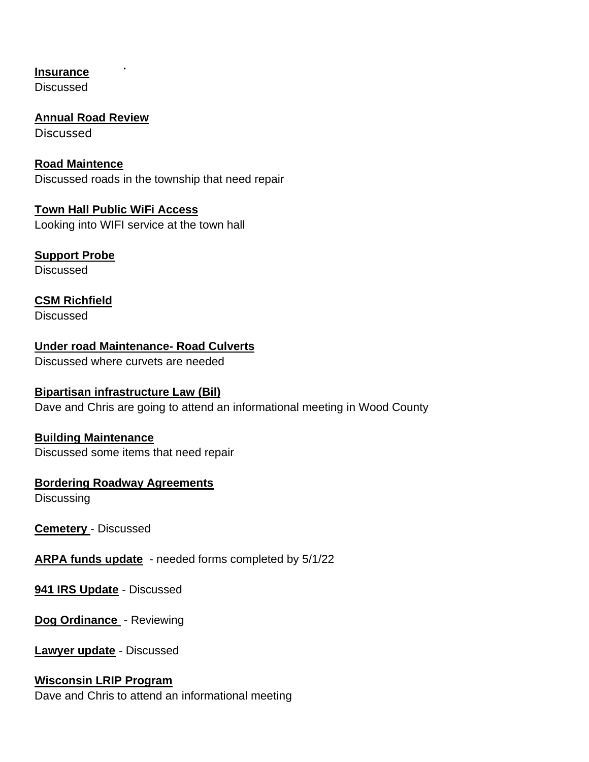**Insurance**
Discussed

**Annual Road Review**
Discussed

**Road Maintence**
Discussed roads in the township that need repair

**Town Hall Public WiFi Access**
Looking into WIFI service at the town hall

**Support Probe**
Discussed

**CSM Richfield**
Discussed

**Under road Maintenance- Road Culverts**
Discussed where curvets are needed

**Bipartisan infrastructure Law (Bil)**
Dave and Chris are going to attend an informational meeting in Wood County

**Building Maintenance**
Discussed some items that need repair

**Bordering Roadway Agreements**
Discussing

**Cemetery** - Discussed

**ARPA funds update** - needed forms completed by 5/1/22

**941 IRS Update** - Discussed

**Dog Ordinance** - Reviewing

**Lawyer update** - Discussed

**Wisconsin LRIP Program**
Dave and Chris to attend an informational meeting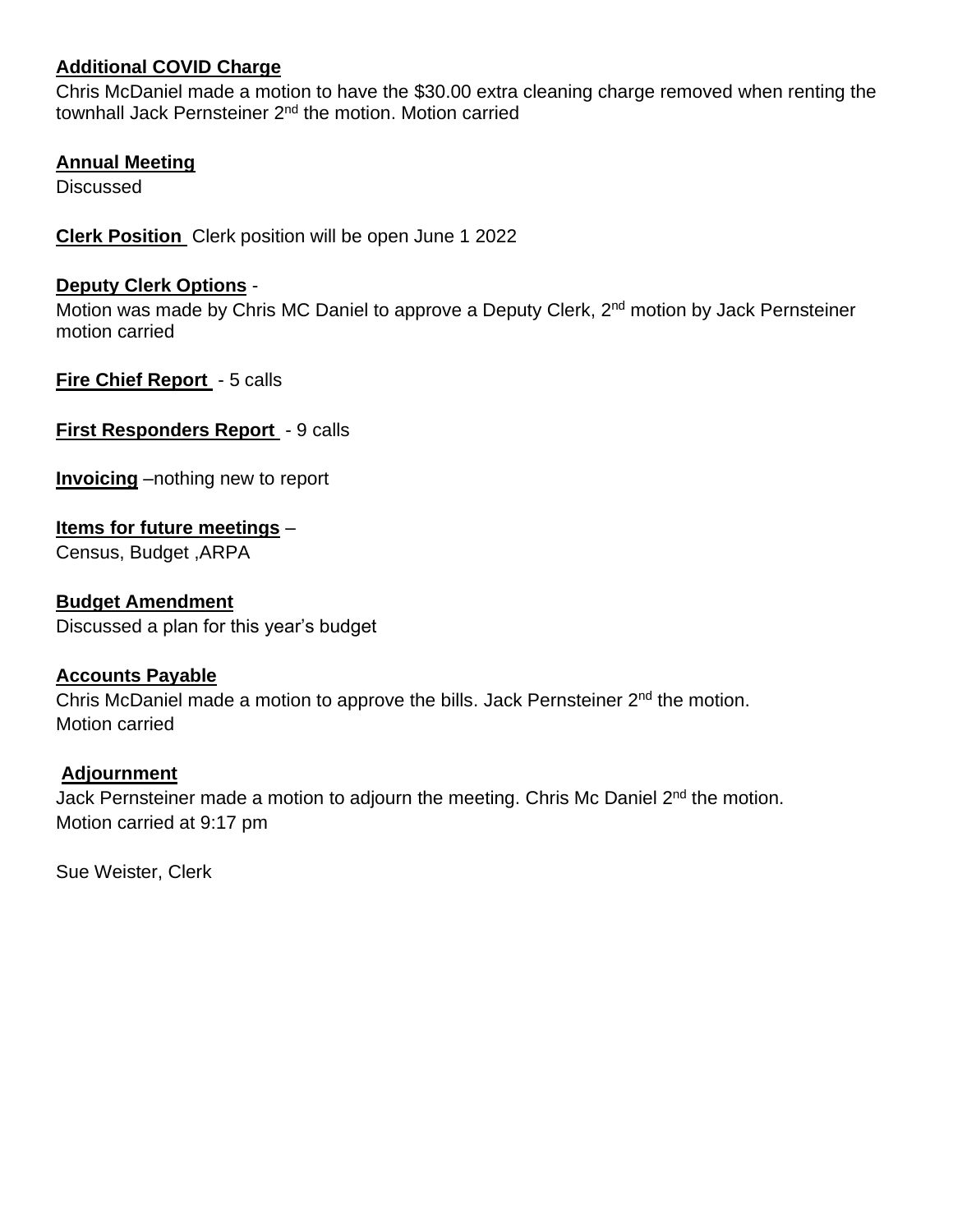**Additional COVID Charge**

Chris McDaniel made a motion to have the $30.00 extra cleaning charge removed when renting the townhall Jack Pernsteiner 2nd the motion. Motion carried

**Annual Meeting**

Discussed

**Clerk Position** Clerk position will be open June 1 2022

**Deputy Clerk Options** -

Motion was made by Chris MC Daniel to approve a Deputy Clerk, 2nd motion by Jack Pernsteiner motion carried

**Fire Chief Report** - 5 calls

**First Responders Report** - 9 calls

**Invoicing** –nothing new to report

**Items for future meetings** –

Census, Budget ,ARPA

**Budget Amendment**

Discussed a plan for this year's budget

**Accounts Payable**

Chris McDaniel made a motion to approve the bills. Jack Pernsteiner 2nd the motion.
Motion carried

**Adjournment**

Jack Pernsteiner made a motion to adjourn the meeting. Chris Mc Daniel 2nd the motion.
Motion carried at 9:17 pm

Sue Weister, Clerk